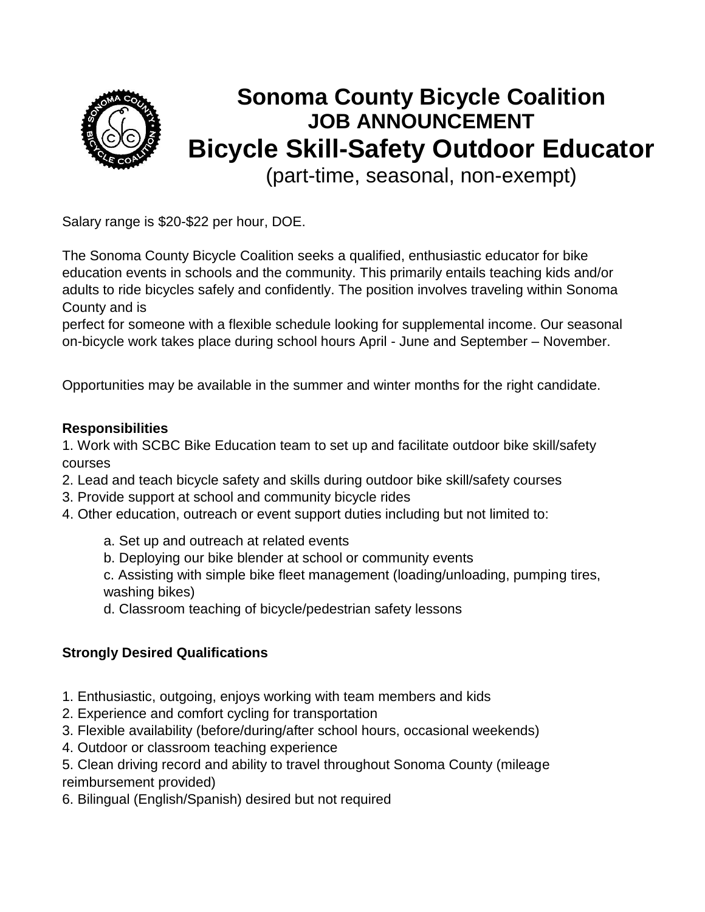# Sonoma County Bicycle Coalition

## JOB ANNOUNCEMENT

# Bicycle Skill-Safety Outdoor Educator

(part-time, seasonal, non-exempt)

Salary range is $20-$22 per hour, DOE.

The Sonoma County Bicycle Coalition seeks a qualified, enthusiastic educator for bike education events in schools and the community. This primarily entails teaching kids and/or adults to ride bicycles safely and confidently. The position involves traveling within Sonoma County and is
perfect for someone with a flexible schedule looking for supplemental income. Our seasonal on-bicycle work takes place during school hours April - June and September – November.

Opportunities may be available in the summer and winter months for the right candidate.

**Responsibilities**

1. Work with SCBC Bike Education team to set up and facilitate outdoor bike skill/safety courses
2. Lead and teach bicycle safety and skills during outdoor bike skill/safety courses
3. Provide support at school and community bicycle rides
4. Other education, outreach or event support duties including but not limited to:
   a. Set up and outreach at related events
   b. Deploying our bike blender at school or community events
   c. Assisting with simple bike fleet management (loading/unloading, pumping tires, washing bikes)
   d. Classroom teaching of bicycle/pedestrian safety lessons

**Strongly Desired Qualifications**

1. Enthusiastic, outgoing, enjoys working with team members and kids
2. Experience and comfort cycling for transportation
3. Flexible availability (before/during/after school hours, occasional weekends)
4. Outdoor or classroom teaching experience
5. Clean driving record and ability to travel throughout Sonoma County (mileage reimbursement provided)
6. Bilingual (English/Spanish) desired but not required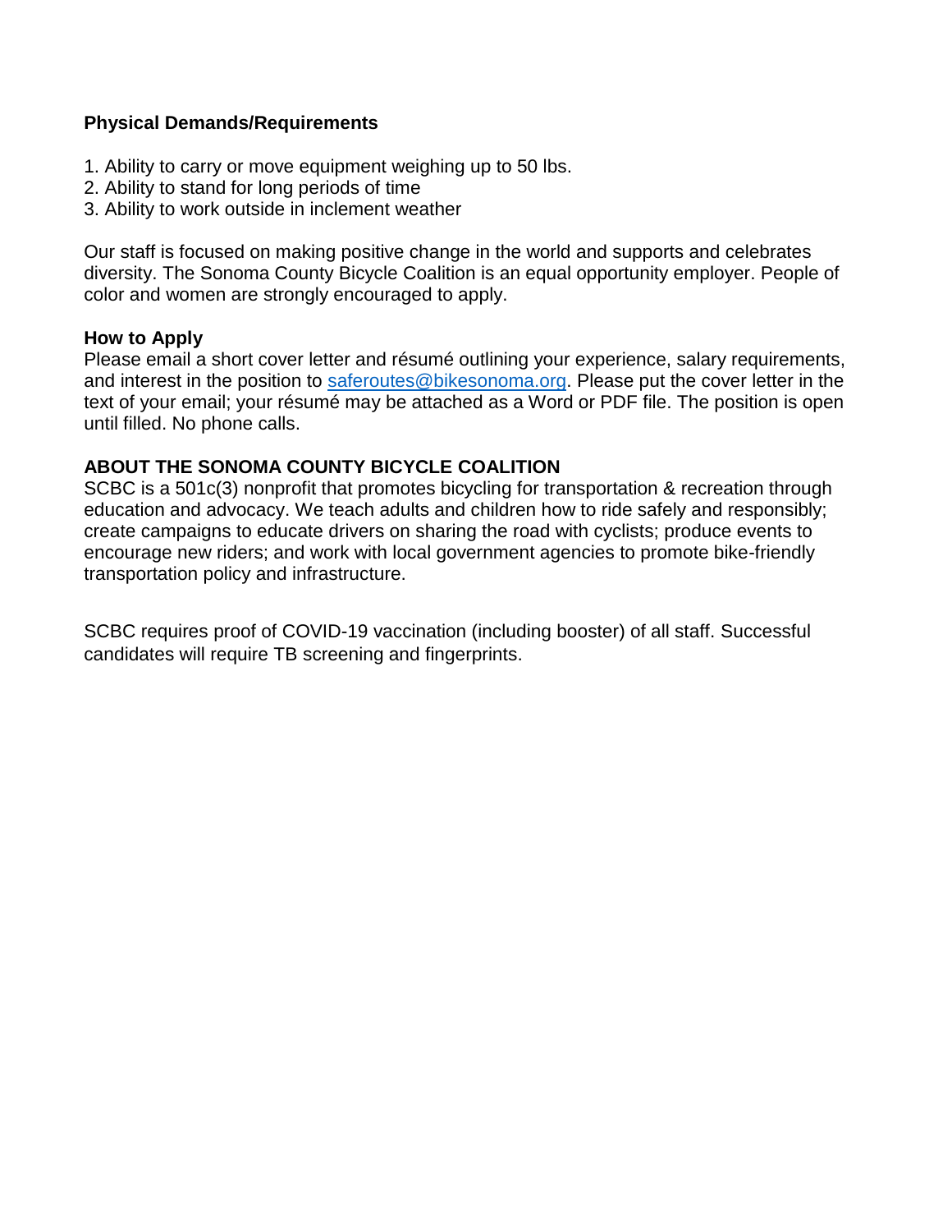**Physical Demands/Requirements**

1. Ability to carry or move equipment weighing up to 50 lbs.
2. Ability to stand for long periods of time
3. Ability to work outside in inclement weather

Our staff is focused on making positive change in the world and supports and celebrates diversity. The Sonoma County Bicycle Coalition is an equal opportunity employer. People of color and women are strongly encouraged to apply.

**How to Apply**

Please email a short cover letter and résumé outlining your experience, salary requirements, and interest in the position to saferoutes@bikesonoma.org. Please put the cover letter in the text of your email; your résumé may be attached as a Word or PDF file. The position is open until filled. No phone calls.

**ABOUT THE SONOMA COUNTY BICYCLE COALITION**

SCBC is a 501c(3) nonprofit that promotes bicycling for transportation & recreation through education and advocacy. We teach adults and children how to ride safely and responsibly; create campaigns to educate drivers on sharing the road with cyclists; produce events to encourage new riders; and work with local government agencies to promote bike-friendly transportation policy and infrastructure.

SCBC requires proof of COVID-19 vaccination (including booster) of all staff. Successful candidates will require TB screening and fingerprints.